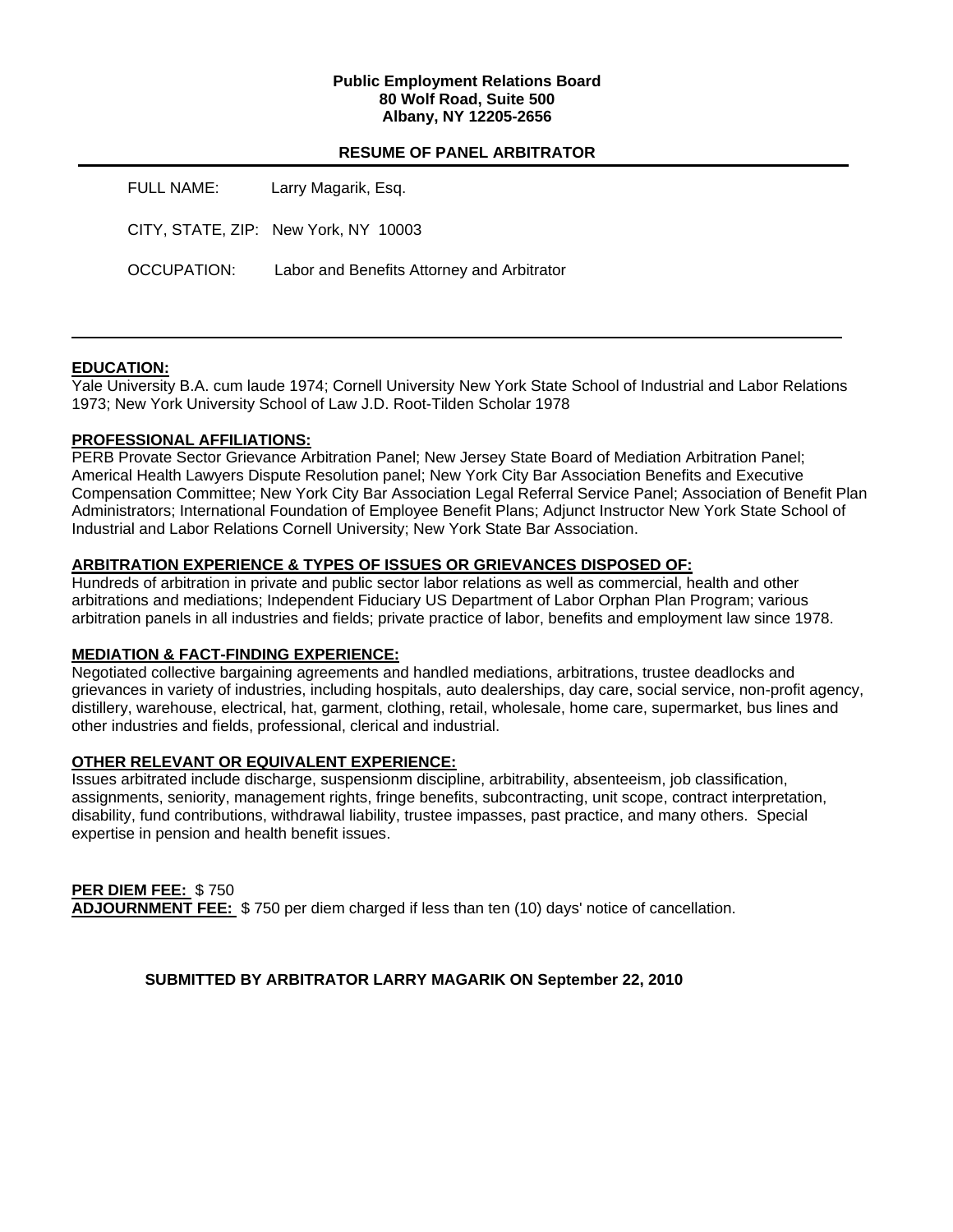**Public Employment Relations Board**
**80 Wolf Road, Suite 500**
**Albany, NY 12205-2656**

## RESUME OF PANEL ARBITRATOR

FULL NAME: Larry Magarik, Esq.

CITY, STATE, ZIP: New York, NY 10003

OCCUPATION: Labor and Benefits Attorney and Arbitrator

---

**EDUCATION:**
Yale University B.A. cum laude 1974; Cornell University New York State School of Industrial and Labor Relations 1973; New York University School of Law J.D. Root-Tilden Scholar 1978

**PROFESSIONAL AFFILIATIONS:**
PERB Provate Sector Grievance Arbitration Panel; New Jersey State Board of Mediation Arbitration Panel; Americal Health Lawyers Dispute Resolution panel; New York City Bar Association Benefits and Executive Compensation Committee; New York City Bar Association Legal Referral Service Panel; Association of Benefit Plan Administrators; International Foundation of Employee Benefit Plans; Adjunct Instructor New York State School of Industrial and Labor Relations Cornell University; New York State Bar Association.

**ARBITRATION EXPERIENCE & TYPES OF ISSUES OR GRIEVANCES DISPOSED OF:**
Hundreds of arbitration in private and public sector labor relations as well as commercial, health and other arbitrations and mediations; Independent Fiduciary US Department of Labor Orphan Plan Program; various arbitration panels in all industries and fields; private practice of labor, benefits and employment law since 1978.

**MEDIATION & FACT-FINDING EXPERIENCE:**
Negotiated collective bargaining agreements and handled mediations, arbitrations, trustee deadlocks and grievances in variety of industries, including hospitals, auto dealerships, day care, social service, non-profit agency, distillery, warehouse, electrical, hat, garment, clothing, retail, wholesale, home care, supermarket, bus lines and other industries and fields, professional, clerical and industrial.

**OTHER RELEVANT OR EQUIVALENT EXPERIENCE:**
Issues arbitrated include discharge, suspensionm discipline, arbitrability, absenteeism, job classification, assignments, seniority, management rights, fringe benefits, subcontracting, unit scope, contract interpretation, disability, fund contributions, withdrawal liability, trustee impasses, past practice, and many others. Special expertise in pension and health benefit issues.

**PER DIEM FEE:** $ 750
**ADJOURNMENT FEE:** $ 750 per diem charged if less than ten (10) days' notice of cancellation.

**SUBMITTED BY ARBITRATOR LARRY MAGARIK ON September 22, 2010**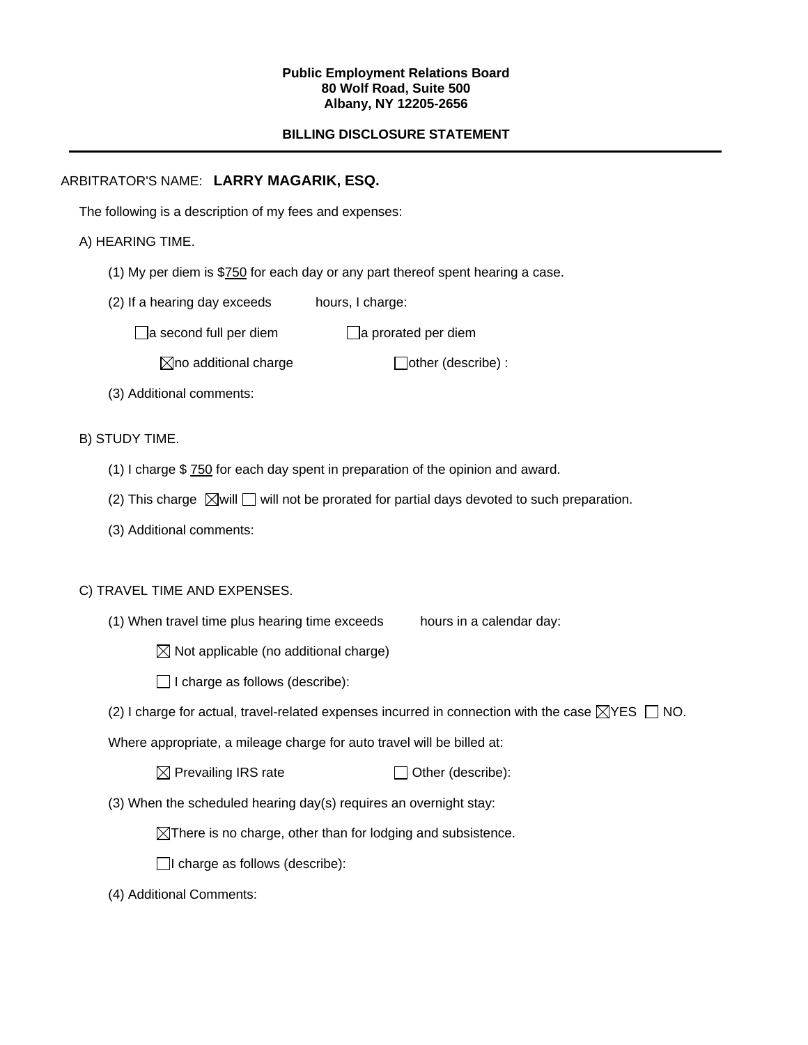**Public Employment Relations Board**
**80 Wolf Road, Suite 500**
**Albany, NY 12205-2656**

**BILLING DISCLOSURE STATEMENT**

---

ARBITRATOR'S NAME: **LARRY MAGARIK, ESQ.**

The following is a description of my fees and expenses:

A) HEARING TIME.

(1) My per diem is $750 for each day or any part thereof spent hearing a case.

(2) If a hearing day exceeds ______ hours, I charge:

☐ a second full per diem ☐ a prorated per diem

☒ no additional charge ☐ other (describe) :

(3) Additional comments:

B) STUDY TIME.

(1) I charge $ 750 for each day spent in preparation of the opinion and award.

(2) This charge ☒ will ☐ will not be prorated for partial days devoted to such preparation.

(3) Additional comments:

C) TRAVEL TIME AND EXPENSES.

(1) When travel time plus hearing time exceeds ______ hours in a calendar day:

☒ Not applicable (no additional charge)

☐ I charge as follows (describe):

(2) I charge for actual, travel-related expenses incurred in connection with the case ☒ YES ☐ NO.

Where appropriate, a mileage charge for auto travel will be billed at:

☒ Prevailing IRS rate ☐ Other (describe):

(3) When the scheduled hearing day(s) requires an overnight stay:

☒ There is no charge, other than for lodging and subsistence.

☐ I charge as follows (describe):

(4) Additional Comments: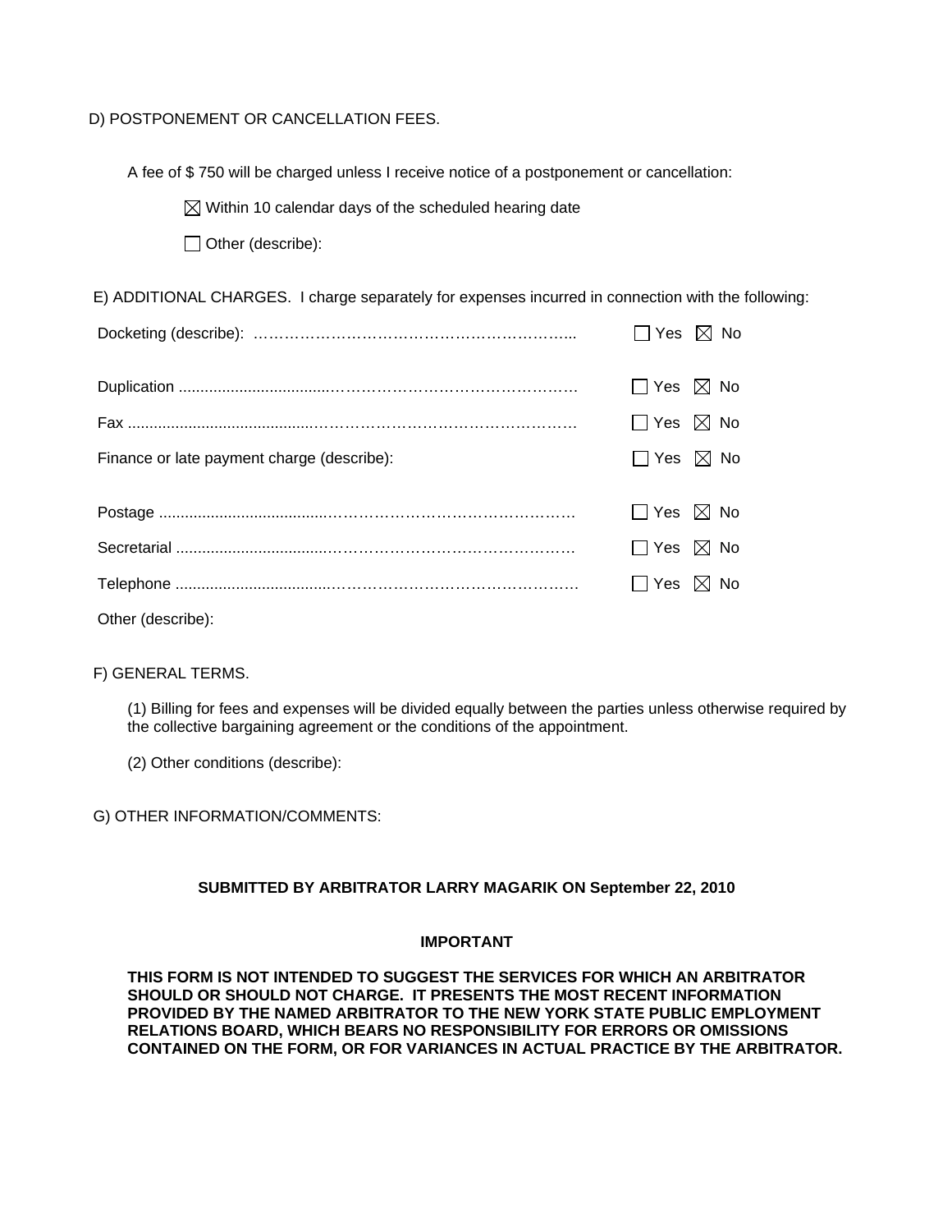D) POSTPONEMENT OR CANCELLATION FEES.

A fee of $ 750 will be charged unless I receive notice of a postponement or cancellation:

☒ Within 10 calendar days of the scheduled hearing date

☐ Other (describe):

E) ADDITIONAL CHARGES. I charge separately for expenses incurred in connection with the following:

| | |
|---|---|
| Docketing (describe): ………………………………………………………... | ☐ Yes ☒ No |
| Duplication ………………………………………………………………… | ☐ Yes ☒ No |
| Fax ……………………………………………………………………… | ☐ Yes ☒ No |
| Finance or late payment charge (describe): | ☐ Yes ☒ No |
| Postage ………………………………………………………………… | ☐ Yes ☒ No |
| Secretarial ……………………………………………………………… | ☐ Yes ☒ No |
| Telephone ……………………………………………………………… | ☐ Yes ☒ No |

Other (describe):

F) GENERAL TERMS.

(1) Billing for fees and expenses will be divided equally between the parties unless otherwise required by the collective bargaining agreement or the conditions of the appointment.

(2) Other conditions (describe):

G) OTHER INFORMATION/COMMENTS:

**SUBMITTED BY ARBITRATOR LARRY MAGARIK ON September 22, 2010**

**IMPORTANT**

**THIS FORM IS NOT INTENDED TO SUGGEST THE SERVICES FOR WHICH AN ARBITRATOR SHOULD OR SHOULD NOT CHARGE. IT PRESENTS THE MOST RECENT INFORMATION PROVIDED BY THE NAMED ARBITRATOR TO THE NEW YORK STATE PUBLIC EMPLOYMENT RELATIONS BOARD, WHICH BEARS NO RESPONSIBILITY FOR ERRORS OR OMISSIONS CONTAINED ON THE FORM, OR FOR VARIANCES IN ACTUAL PRACTICE BY THE ARBITRATOR.**